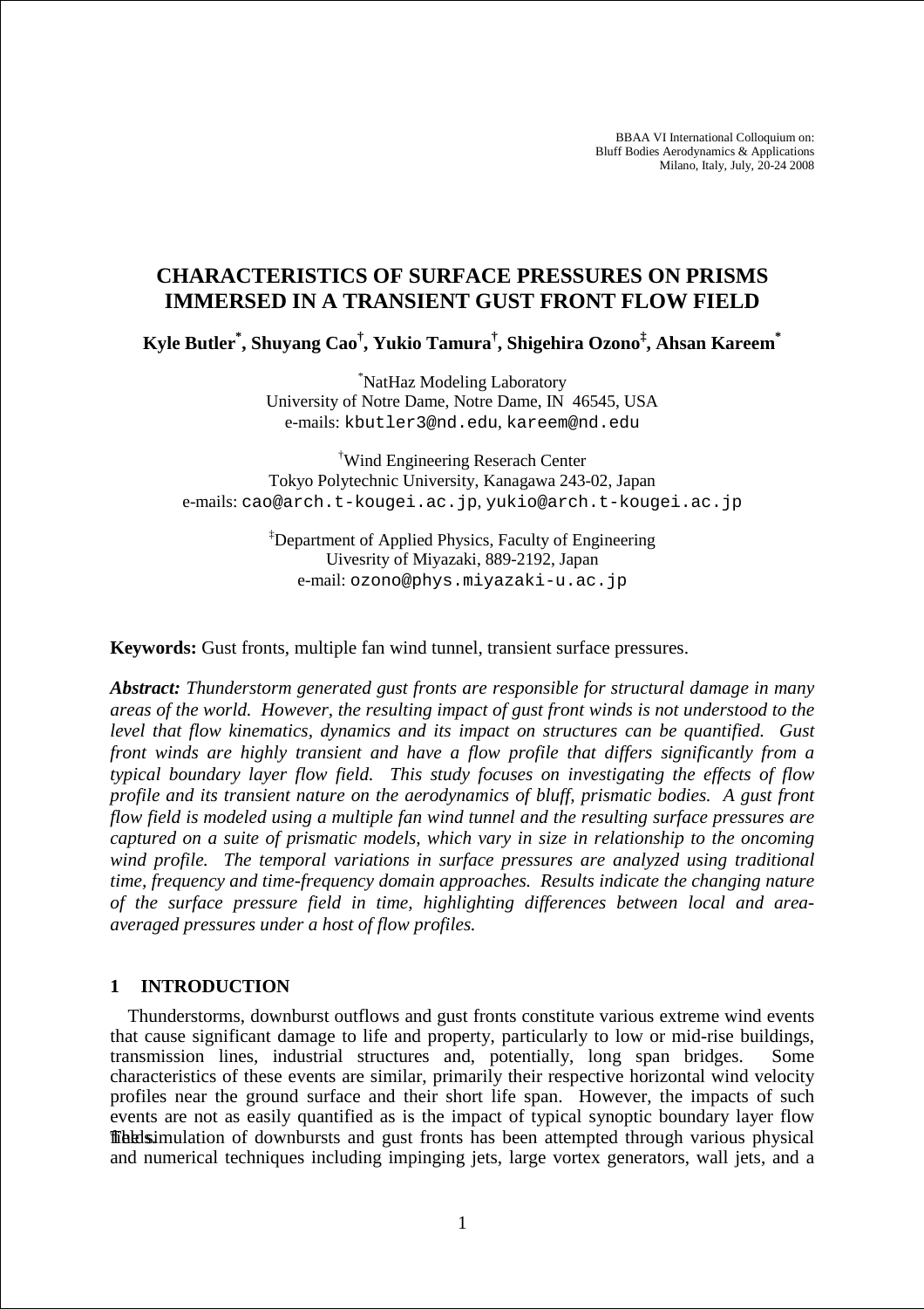BBAA VI International Colloquium on:
Bluff Bodies Aerodynamics & Applications
Milano, Italy, July, 20-24 2008

# CHARACTERISTICS OF SURFACE PRESSURES ON PRISMS IMMERSED IN A TRANSIENT GUST FRONT FLOW FIELD

**Kyle Butler[*], Shuyang Cao[†], Yukio Tamura[†], Shigehira Ozono[‡], Ahsan Kareem[*]**

[*]NatHaz Modeling Laboratory
University of Notre Dame, Notre Dame, IN 46545, USA
e-mails: kbutler3@nd.edu, kareem@nd.edu

[†]Wind Engineering Reserach Center
Tokyo Polytechnic University, Kanagawa 243-02, Japan
e-mails: cao@arch.t-kougei.ac.jp, yukio@arch.t-kougei.ac.jp

[‡]Department of Applied Physics, Faculty of Engineering
Uivesrity of Miyazaki, 889-2192, Japan
e-mail: ozono@phys.miyazaki-u.ac.jp

**Keywords:** Gust fronts, multiple fan wind tunnel, transient surface pressures.

***Abstract:*** *Thunderstorm generated gust fronts are responsible for structural damage in many areas of the world. However, the resulting impact of gust front winds is not understood to the level that flow kinematics, dynamics and its impact on structures can be quantified. Gust front winds are highly transient and have a flow profile that differs significantly from a typical boundary layer flow field. This study focuses on investigating the effects of flow profile and its transient nature on the aerodynamics of bluff, prismatic bodies. A gust front flow field is modeled using a multiple fan wind tunnel and the resulting surface pressures are captured on a suite of prismatic models, which vary in size in relationship to the oncoming wind profile. The temporal variations in surface pressures are analyzed using traditional time, frequency and time-frequency domain approaches. Results indicate the changing nature of the surface pressure field in time, highlighting differences between local and area-averaged pressures under a host of flow profiles.*

## 1 INTRODUCTION

Thunderstorms, downburst outflows and gust fronts constitute various extreme wind events that cause significant damage to life and property, particularly to low or mid-rise buildings, transmission lines, industrial structures and, potentially, long span bridges. Some characteristics of these events are similar, primarily their respective horizontal wind velocity profiles near the ground surface and their short life span. However, the impacts of such events are not as easily quantified as is the impact of typical synoptic boundary layer flow fields.

The simulation of downbursts and gust fronts has been attempted through various physical and numerical techniques including impinging jets, large vortex generators, wall jets, and a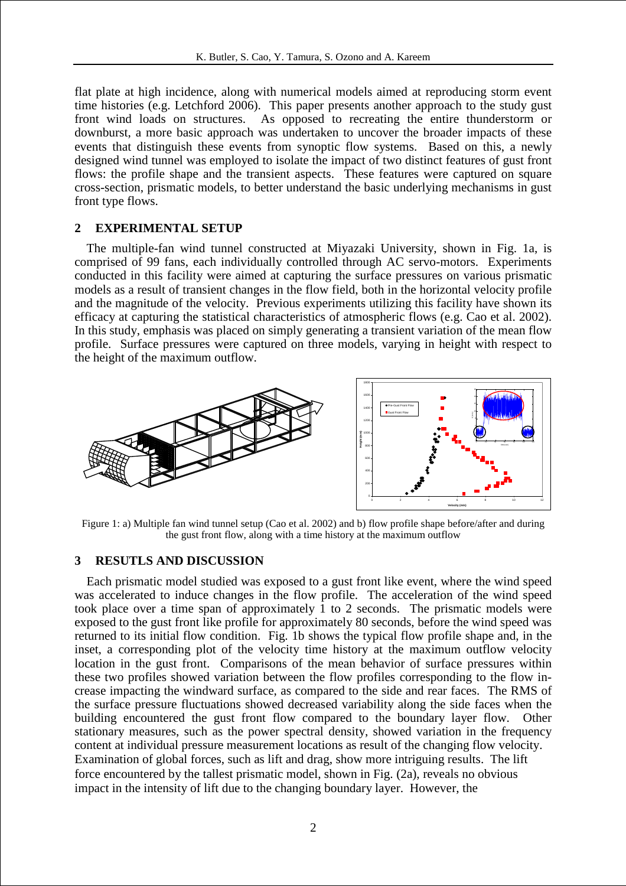flat plate at high incidence, along with numerical models aimed at reproducing storm event time histories (e.g. Letchford 2006). This paper presents another approach to the study gust front wind loads on structures. As opposed to recreating the entire thunderstorm or downburst, a more basic approach was undertaken to uncover the broader impacts of these events that distinguish these events from synoptic flow systems. Based on this, a newly designed wind tunnel was employed to isolate the impact of two distinct features of gust front flows: the profile shape and the transient aspects. These features were captured on square cross-section, prismatic models, to better understand the basic underlying mechanisms in gust front type flows.

## 2 EXPERIMENTAL SETUP

The multiple-fan wind tunnel constructed at Miyazaki University, shown in Fig. 1a, is comprised of 99 fans, each individually controlled through AC servo-motors. Experiments conducted in this facility were aimed at capturing the surface pressures on various prismatic models as a result of transient changes in the flow field, both in the horizontal velocity profile and the magnitude of the velocity. Previous experiments utilizing this facility have shown its efficacy at capturing the statistical characteristics of atmospheric flows (e.g. Cao et al. 2002). In this study, emphasis was placed on simply generating a transient variation of the mean flow profile. Surface pressures were captured on three models, varying in height with respect to the height of the maximum outflow.

Figure 1: a) Multiple fan wind tunnel setup (Cao et al. 2002) and b) flow profile shape before/after and during the gust front flow, along with a time history at the maximum outflow

## 3 RESUTLS AND DISCUSSION

Each prismatic model studied was exposed to a gust front like event, where the wind speed was accelerated to induce changes in the flow profile. The acceleration of the wind speed took place over a time span of approximately 1 to 2 seconds. The prismatic models were exposed to the gust front like profile for approximately 80 seconds, before the wind speed was returned to its initial flow condition. Fig. 1b shows the typical flow profile shape and, in the inset, a corresponding plot of the velocity time history at the maximum outflow velocity location in the gust front. Comparisons of the mean behavior of surface pressures within these two profiles showed variation between the flow profiles corresponding to the flow increase impacting the windward surface, as compared to the side and rear faces. The RMS of the surface pressure fluctuations showed decreased variability along the side faces when the building encountered the gust front flow compared to the boundary layer flow. Other stationary measures, such as the power spectral density, showed variation in the frequency content at individual pressure measurement locations as result of the changing flow velocity. Examination of global forces, such as lift and drag, show more intriguing results. The lift force encountered by the tallest prismatic model, shown in Fig. (2a), reveals no obvious impact in the intensity of lift due to the changing boundary layer. However, the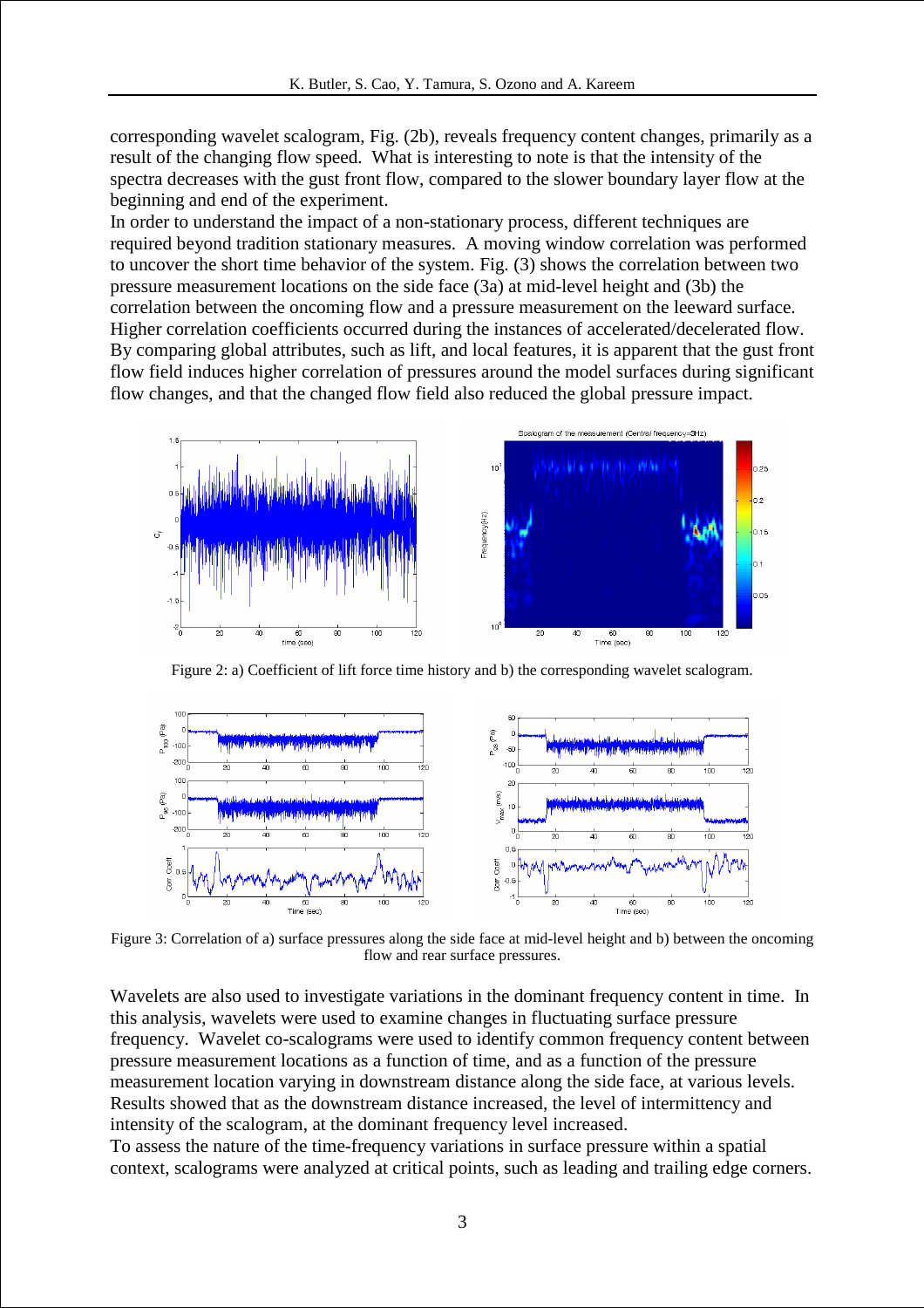corresponding wavelet scalogram, Fig. (2b), reveals frequency content changes, primarily as a result of the changing flow speed. What is interesting to note is that the intensity of the spectra decreases with the gust front flow, compared to the slower boundary layer flow at the beginning and end of the experiment.

In order to understand the impact of a non-stationary process, different techniques are required beyond tradition stationary measures. A moving window correlation was performed to uncover the short time behavior of the system. Fig. (3) shows the correlation between two pressure measurement locations on the side face (3a) at mid-level height and (3b) the correlation between the oncoming flow and a pressure measurement on the leeward surface. Higher correlation coefficients occurred during the instances of accelerated/decelerated flow. By comparing global attributes, such as lift, and local features, it is apparent that the gust front flow field induces higher correlation of pressures around the model surfaces during significant flow changes, and that the changed flow field also reduced the global pressure impact.

Figure 2: a) Coefficient of lift force time history and b) the corresponding wavelet scalogram.

Figure 3: Correlation of a) surface pressures along the side face at mid-level height and b) between the oncoming flow and rear surface pressures.

Wavelets are also used to investigate variations in the dominant frequency content in time. In this analysis, wavelets were used to examine changes in fluctuating surface pressure frequency. Wavelet co-scalograms were used to identify common frequency content between pressure measurement locations as a function of time, and as a function of the pressure measurement location varying in downstream distance along the side face, at various levels. Results showed that as the downstream distance increased, the level of intermittency and intensity of the scalogram, at the dominant frequency level increased.

To assess the nature of the time-frequency variations in surface pressure within a spatial context, scalograms were analyzed at critical points, such as leading and trailing edge corners.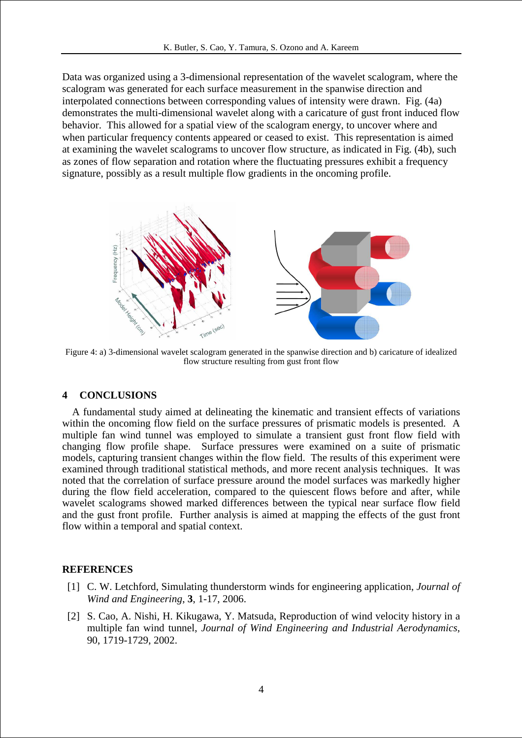Data was organized using a 3-dimensional representation of the wavelet scalogram, where the scalogram was generated for each surface measurement in the spanwise direction and interpolated connections between corresponding values of intensity were drawn. Fig. (4a) demonstrates the multi-dimensional wavelet along with a caricature of gust front induced flow behavior. This allowed for a spatial view of the scalogram energy, to uncover where and when particular frequency contents appeared or ceased to exist. This representation is aimed at examining the wavelet scalograms to uncover flow structure, as indicated in Fig. (4b), such as zones of flow separation and rotation where the fluctuating pressures exhibit a frequency signature, possibly as a result multiple flow gradients in the oncoming profile.

Frequency (Hz)
Model Height (cm)
Time (sec)

Figure 4: a) 3-dimensional wavelet scalogram generated in the spanwise direction and b) caricature of idealized flow structure resulting from gust front flow

## 4 CONCLUSIONS

A fundamental study aimed at delineating the kinematic and transient effects of variations within the oncoming flow field on the surface pressures of prismatic models is presented. A multiple fan wind tunnel was employed to simulate a transient gust front flow field with changing flow profile shape. Surface pressures were examined on a suite of prismatic models, capturing transient changes within the flow field. The results of this experiment were examined through traditional statistical methods, and more recent analysis techniques. It was noted that the correlation of surface pressure around the model surfaces was markedly higher during the flow field acceleration, compared to the quiescent flows before and after, while wavelet scalograms showed marked differences between the typical near surface flow field and the gust front profile. Further analysis is aimed at mapping the effects of the gust front flow within a temporal and spatial context.

## REFERENCES

[1] C. W. Letchford, Simulating thunderstorm winds for engineering application, *Journal of Wind and Engineering*, **3**, 1-17, 2006.

[2] S. Cao, A. Nishi, H. Kikugawa, Y. Matsuda, Reproduction of wind velocity history in a multiple fan wind tunnel, *Journal of Wind Engineering and Industrial Aerodynamics*, 90, 1719-1729, 2002.